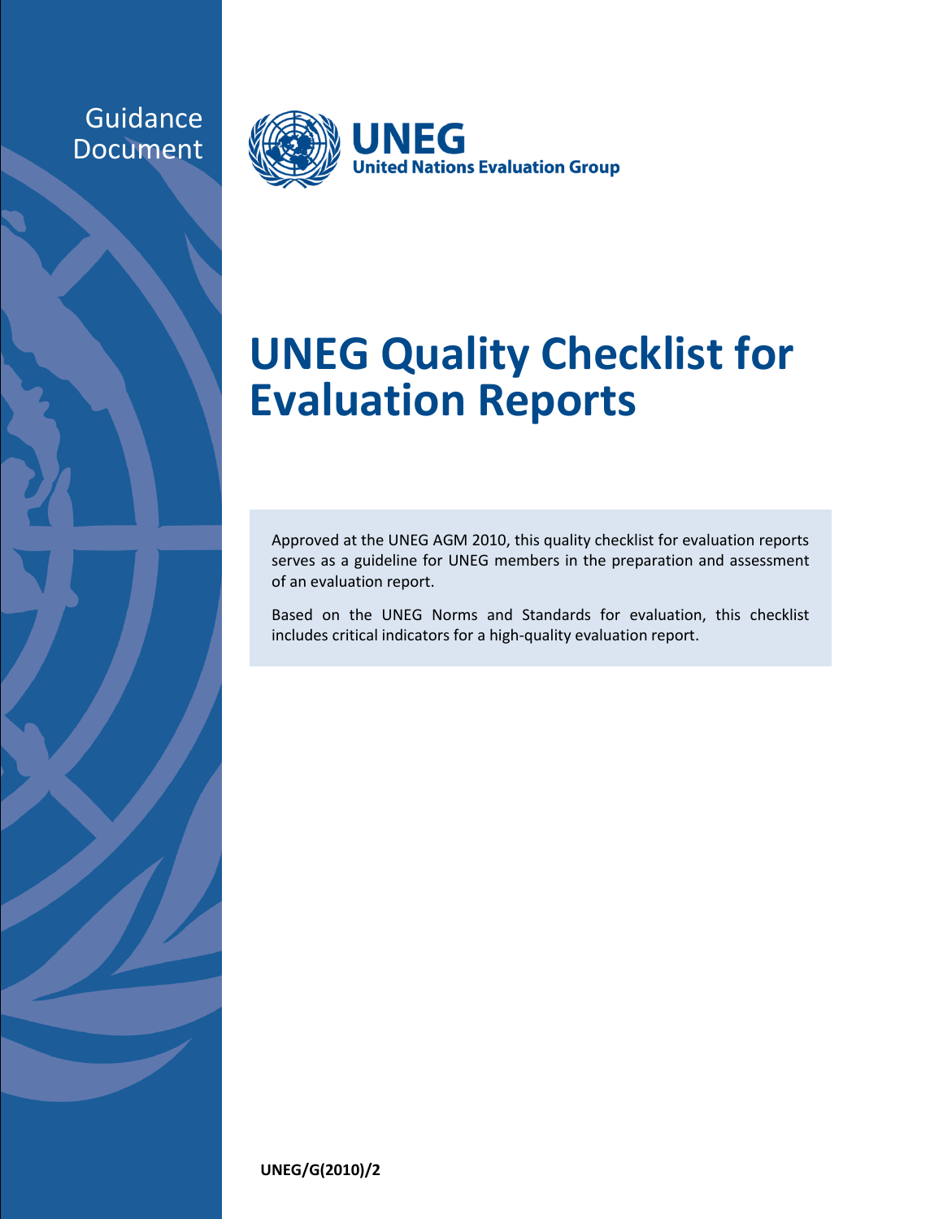Guidance Document

UNEG
United Nations Evaluation Group

# UNEG Quality Checklist for Evaluation Reports

Approved at the UNEG AGM 2010, this quality checklist for evaluation reports serves as a guideline for UNEG members in the preparation and assessment of an evaluation report.

Based on the UNEG Norms and Standards for evaluation, this checklist includes critical indicators for a high-quality evaluation report.

**UNEG/G(2010)/2**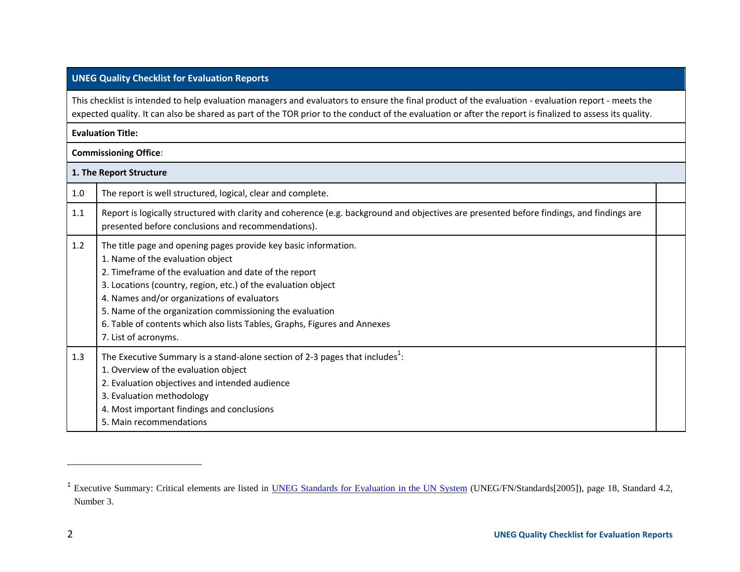| UNEG Quality Checklist for Evaluation Reports | | |
|---|---|---|
| This checklist is intended to help evaluation managers and evaluators to ensure the final product of the evaluation - evaluation report - meets the expected quality. It can also be shared as part of the TOR prior to the conduct of the evaluation or after the report is finalized to assess its quality. | | |
| **Evaluation Title:** | | |
| **Commissioning Office**: | | |
| **1. The Report Structure** | | |
| 1.0 | The report is well structured, logical, clear and complete. | |
| 1.1 | Report is logically structured with clarity and coherence (e.g. background and objectives are presented before findings, and findings are presented before conclusions and recommendations). | |
| 1.2 | The title page and opening pages provide key basic information.<br>1. Name of the evaluation object<br>2. Timeframe of the evaluation and date of the report<br>3. Locations (country, region, etc.) of the evaluation object<br>4. Names and/or organizations of evaluators<br>5. Name of the organization commissioning the evaluation<br>6. Table of contents which also lists Tables, Graphs, Figures and Annexes<br>7. List of acronyms. | |
| 1.3 | The Executive Summary is a stand-alone section of 2-3 pages that includes[1]:<br>1. Overview of the evaluation object<br>2. Evaluation objectives and intended audience<br>3. Evaluation methodology<br>4. Most important findings and conclusions<br>5. Main recommendations | |

[1] Executive Summary: Critical elements are listed in UNEG Standards for Evaluation in the UN System (UNEG/FN/Standards[2005]), page 18, Standard 4.2, Number 3.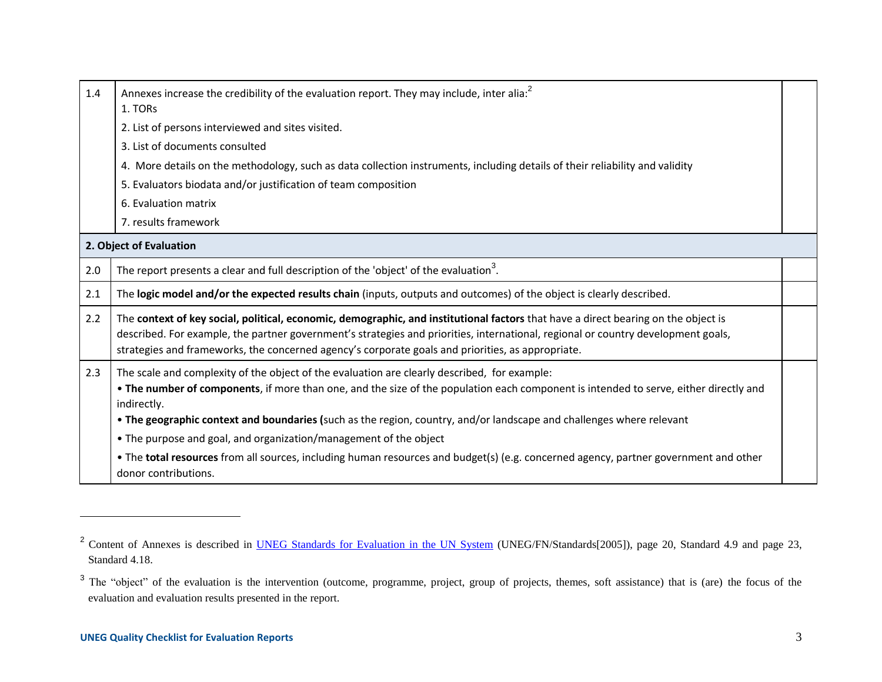| | | |
|---|---|---|
| 1.4 | Annexes increase the credibility of the evaluation report. They may include, inter alia:[2]<br>1. TORs<br>2. List of persons interviewed and sites visited.<br>3. List of documents consulted<br>4. More details on the methodology, such as data collection instruments, including details of their reliability and validity<br>5. Evaluators biodata and/or justification of team composition<br>6. Evaluation matrix<br>7. results framework | |
| **2. Object of Evaluation** | | |
| 2.0 | The report presents a clear and full description of the 'object' of the evaluation[3]. | |
| 2.1 | The **logic model and/or the expected results chain** (inputs, outputs and outcomes) of the object is clearly described. | |
| 2.2 | The **context of key social, political, economic, demographic, and institutional factors** that have a direct bearing on the object is described. For example, the partner government's strategies and priorities, international, regional or country development goals, strategies and frameworks, the concerned agency's corporate goals and priorities, as appropriate. | |
| 2.3 | The scale and complexity of the object of the evaluation are clearly described, for example:<br>• **The number of components**, if more than one, and the size of the population each component is intended to serve, either directly and indirectly.<br>• **The geographic context and boundaries (**such as the region, country, and/or landscape and challenges where relevant<br>• The purpose and goal, and organization/management of the object<br>• The **total resources** from all sources, including human resources and budget(s) (e.g. concerned agency, partner government and other donor contributions. | |

[2] Content of Annexes is described in UNEG Standards for Evaluation in the UN System (UNEG/FN/Standards[2005]), page 20, Standard 4.9 and page 23, Standard 4.18.

[3] The "object" of the evaluation is the intervention (outcome, programme, project, group of projects, themes, soft assistance) that is (are) the focus of the evaluation and evaluation results presented in the report.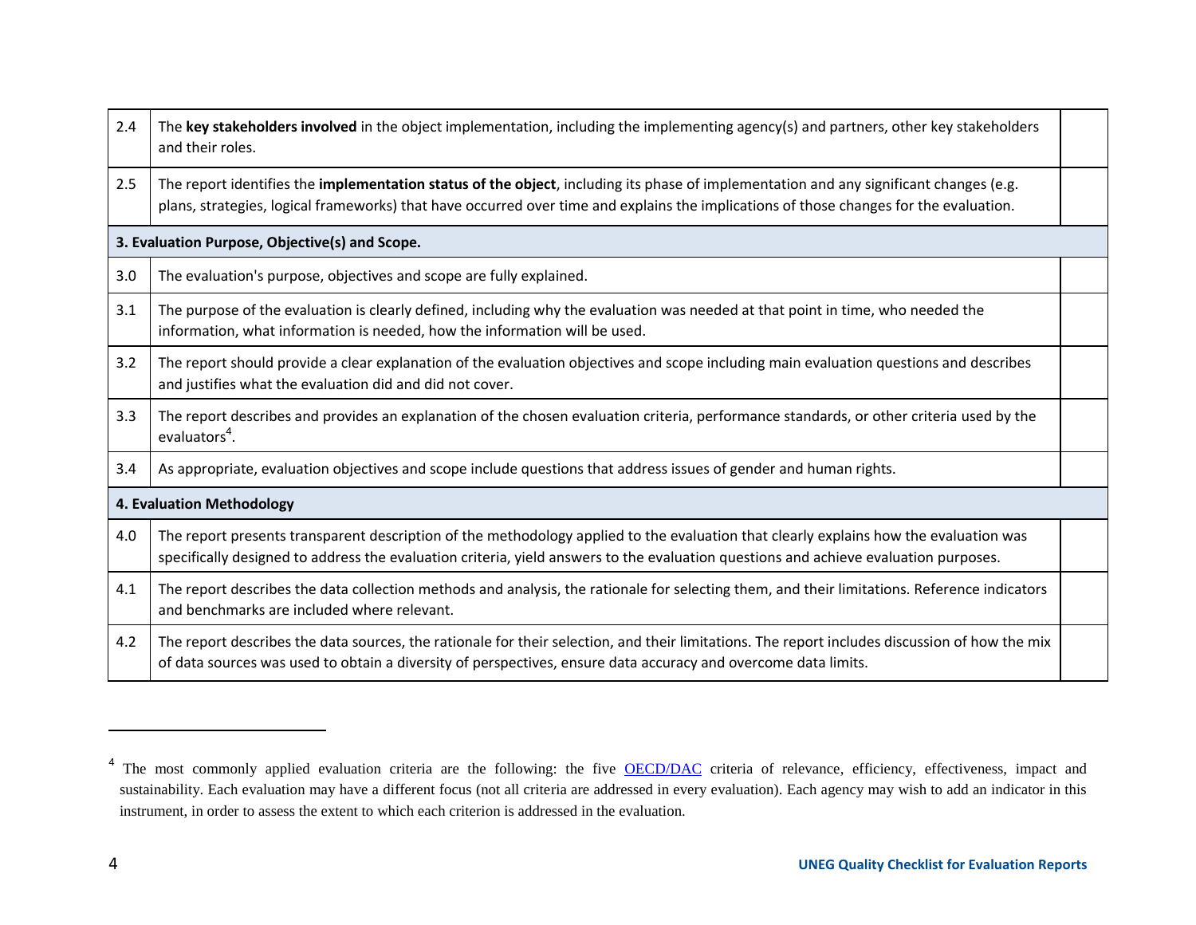| | | |
|---|---|---|
| 2.4 | The **key stakeholders involved** in the object implementation, including the implementing agency(s) and partners, other key stakeholders and their roles. | |
| 2.5 | The report identifies the **implementation status of the object**, including its phase of implementation and any significant changes (e.g. plans, strategies, logical frameworks) that have occurred over time and explains the implications of those changes for the evaluation. | |
| **3. Evaluation Purpose, Objective(s) and Scope.** | | |
| 3.0 | The evaluation's purpose, objectives and scope are fully explained. | |
| 3.1 | The purpose of the evaluation is clearly defined, including why the evaluation was needed at that point in time, who needed the information, what information is needed, how the information will be used. | |
| 3.2 | The report should provide a clear explanation of the evaluation objectives and scope including main evaluation questions and describes and justifies what the evaluation did and did not cover. | |
| 3.3 | The report describes and provides an explanation of the chosen evaluation criteria, performance standards, or other criteria used by the evaluators[4]. | |
| 3.4 | As appropriate, evaluation objectives and scope include questions that address issues of gender and human rights. | |
| **4. Evaluation Methodology** | | |
| 4.0 | The report presents transparent description of the methodology applied to the evaluation that clearly explains how the evaluation was specifically designed to address the evaluation criteria, yield answers to the evaluation questions and achieve evaluation purposes. | |
| 4.1 | The report describes the data collection methods and analysis, the rationale for selecting them, and their limitations. Reference indicators and benchmarks are included where relevant. | |
| 4.2 | The report describes the data sources, the rationale for their selection, and their limitations. The report includes discussion of how the mix of data sources was used to obtain a diversity of perspectives, ensure data accuracy and overcome data limits. | |

[4] The most commonly applied evaluation criteria are the following: the five OECD/DAC criteria of relevance, efficiency, effectiveness, impact and sustainability. Each evaluation may have a different focus (not all criteria are addressed in every evaluation). Each agency may wish to add an indicator in this instrument, in order to assess the extent to which each criterion is addressed in the evaluation.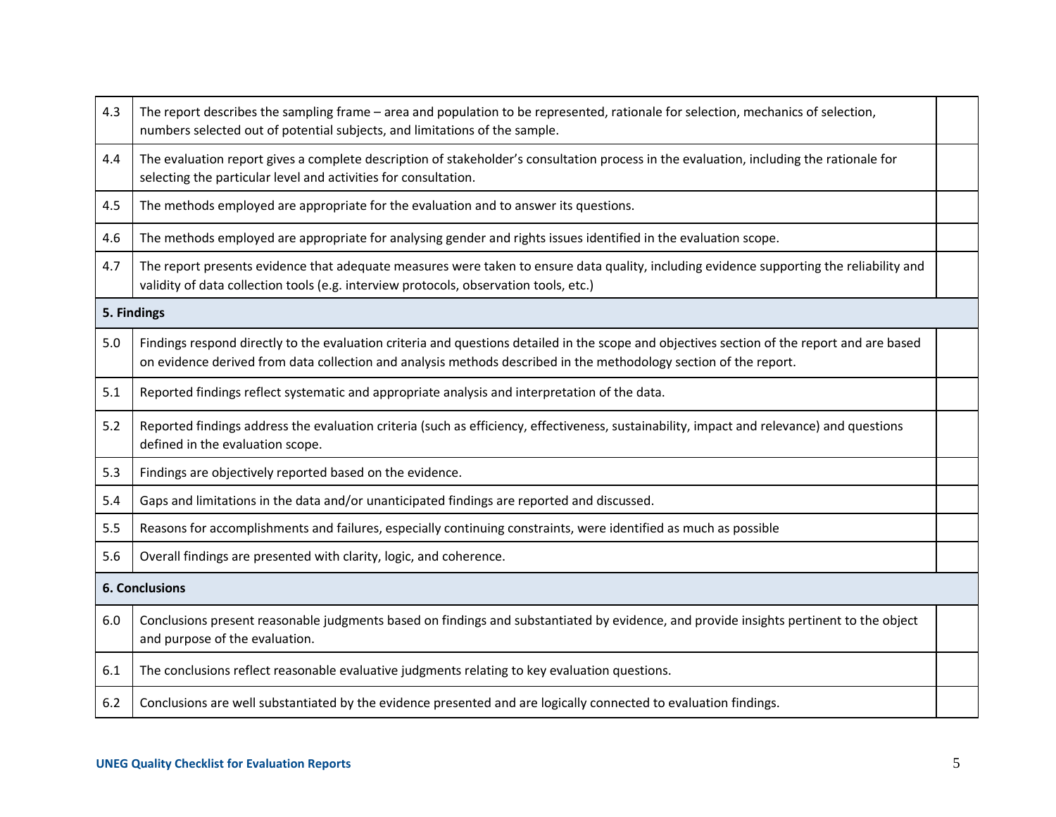| | | |
|---|---|---|
| 4.3 | The report describes the sampling frame – area and population to be represented, rationale for selection, mechanics of selection, numbers selected out of potential subjects, and limitations of the sample. | |
| 4.4 | The evaluation report gives a complete description of stakeholder's consultation process in the evaluation, including the rationale for selecting the particular level and activities for consultation. | |
| 4.5 | The methods employed are appropriate for the evaluation and to answer its questions. | |
| 4.6 | The methods employed are appropriate for analysing gender and rights issues identified in the evaluation scope. | |
| 4.7 | The report presents evidence that adequate measures were taken to ensure data quality, including evidence supporting the reliability and validity of data collection tools (e.g. interview protocols, observation tools, etc.) | |
| **5. Findings** | | |
| 5.0 | Findings respond directly to the evaluation criteria and questions detailed in the scope and objectives section of the report and are based on evidence derived from data collection and analysis methods described in the methodology section of the report. | |
| 5.1 | Reported findings reflect systematic and appropriate analysis and interpretation of the data. | |
| 5.2 | Reported findings address the evaluation criteria (such as efficiency, effectiveness, sustainability, impact and relevance) and questions defined in the evaluation scope. | |
| 5.3 | Findings are objectively reported based on the evidence. | |
| 5.4 | Gaps and limitations in the data and/or unanticipated findings are reported and discussed. | |
| 5.5 | Reasons for accomplishments and failures, especially continuing constraints, were identified as much as possible | |
| 5.6 | Overall findings are presented with clarity, logic, and coherence. | |
| **6. Conclusions** | | |
| 6.0 | Conclusions present reasonable judgments based on findings and substantiated by evidence, and provide insights pertinent to the object and purpose of the evaluation. | |
| 6.1 | The conclusions reflect reasonable evaluative judgments relating to key evaluation questions. | |
| 6.2 | Conclusions are well substantiated by the evidence presented and are logically connected to evaluation findings. | |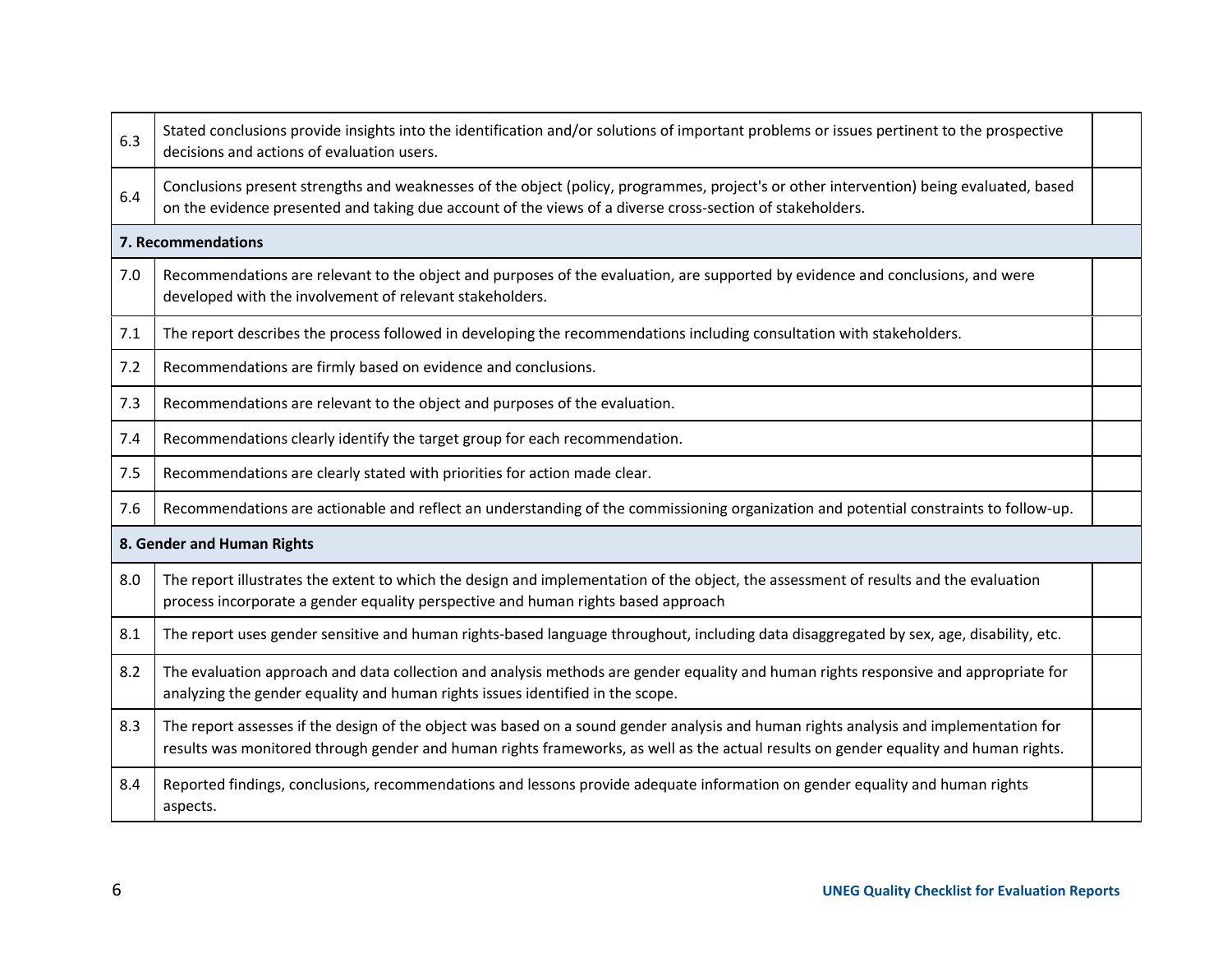| | | |
|---|---|---|
| 6.3 | Stated conclusions provide insights into the identification and/or solutions of important problems or issues pertinent to the prospective decisions and actions of evaluation users. | |
| 6.4 | Conclusions present strengths and weaknesses of the object (policy, programmes, project's or other intervention) being evaluated, based on the evidence presented and taking due account of the views of a diverse cross-section of stakeholders. | |
| **7. Recommendations** | | |
| 7.0 | Recommendations are relevant to the object and purposes of the evaluation, are supported by evidence and conclusions, and were developed with the involvement of relevant stakeholders. | |
| 7.1 | The report describes the process followed in developing the recommendations including consultation with stakeholders. | |
| 7.2 | Recommendations are firmly based on evidence and conclusions. | |
| 7.3 | Recommendations are relevant to the object and purposes of the evaluation. | |
| 7.4 | Recommendations clearly identify the target group for each recommendation. | |
| 7.5 | Recommendations are clearly stated with priorities for action made clear. | |
| 7.6 | Recommendations are actionable and reflect an understanding of the commissioning organization and potential constraints to follow-up. | |
| **8. Gender and Human Rights** | | |
| 8.0 | The report illustrates the extent to which the design and implementation of the object, the assessment of results and the evaluation process incorporate a gender equality perspective and human rights based approach | |
| 8.1 | The report uses gender sensitive and human rights-based language throughout, including data disaggregated by sex, age, disability, etc. | |
| 8.2 | The evaluation approach and data collection and analysis methods are gender equality and human rights responsive and appropriate for analyzing the gender equality and human rights issues identified in the scope. | |
| 8.3 | The report assesses if the design of the object was based on a sound gender analysis and human rights analysis and implementation for results was monitored through gender and human rights frameworks, as well as the actual results on gender equality and human rights. | |
| 8.4 | Reported findings, conclusions, recommendations and lessons provide adequate information on gender equality and human rights aspects. | |